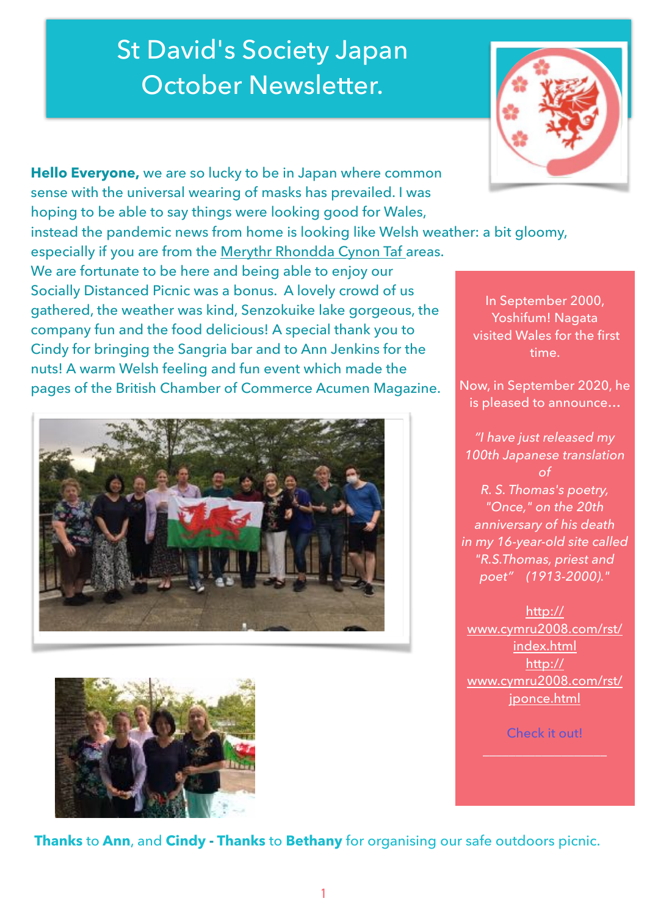# St David's Society Japan October Newsletter.

**Hello Everyone,** we are so lucky to be in Japan where common sense with the universal wearing of masks has prevailed. I was hoping to be able to say things were looking good for Wales, instead the pandemic news from home is looking like Welsh weather: a bit gloomy, especially if you are from the Merythr Rhondda Cynon Taf areas. We are fortunate to be here and being able to enjoy our Socially Distanced Picnic was a bonus. A lovely crowd of us gathered, the weather was kind, Senzokuike lake gorgeous, the company fun and the food delicious! A special thank you to Cindy for bringing the Sangria bar and to Ann Jenkins for the nuts! A warm Welsh feeling and fun event which made the pages of the British Chamber of Commerce Acumen Magazine.

In September 2000, Yoshifum! Nagata visited Wales for the first time.

Now, in September 2020, he is pleased to announce…

*"I have just released my 100th Japanese translation of R. S. Thomas's poetry, "Once," on the 20th anniversary of his death in my 16-year-old site called "R.S.Thomas, priest and poet" (1913-2000)."*

http://www.cymru2008.com/rst/index.html
http://www.cymru2008.com/rst/jponce.html

Check it out!

**Thanks** to **Ann**, and **Cindy - Thanks** to **Bethany** for organising our safe outdoors picnic.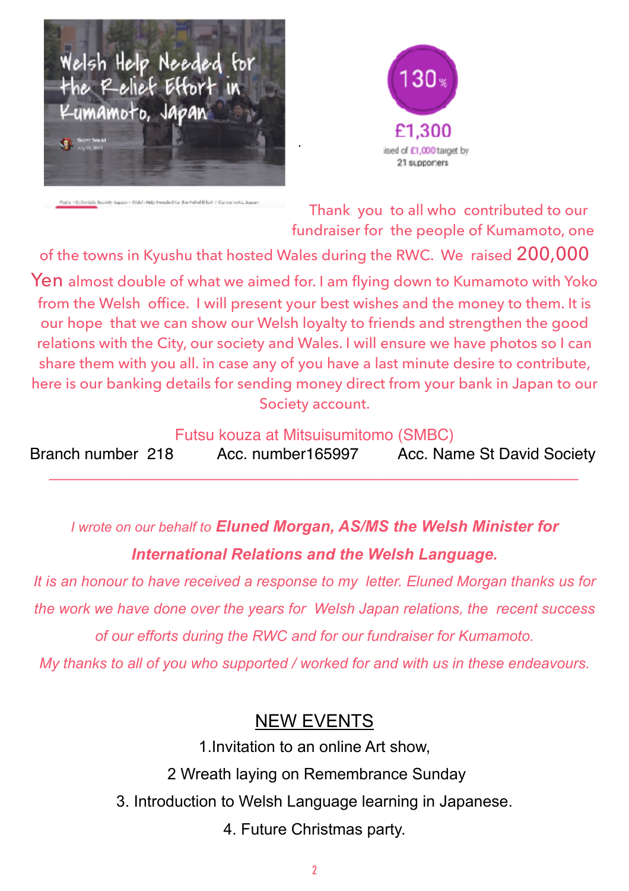Welsh Help Needed for the Relief Effort in Kumamoto, Japan

130%

£1,300

raised of £1,000 target by 21 supporters

Thank you to all who contributed to our fundraiser for the people of Kumamoto, one of the towns in Kyushu that hosted Wales during the RWC. We raised 200,000 Yen almost double of what we aimed for. I am flying down to Kumamoto with Yoko from the Welsh office. I will present your best wishes and the money to them. It is our hope that we can show our Welsh loyalty to friends and strengthen the good relations with the City, our society and Wales. I will ensure we have photos so I can share them with you all. in case any of you have a last minute desire to contribute, here is our banking details for sending money direct from your bank in Japan to our Society account.

Futsu kouza at Mitsuisumitomo (SMBC)

Branch number 218 Acc. number165997 Acc. Name St David Society

---

*I wrote on our behalf to* ***Eluned Morgan, AS/MS the Welsh Minister for International Relations and the Welsh Language.***

*It is an honour to have received a response to my letter. Eluned Morgan thanks us for the work we have done over the years for Welsh Japan relations, the recent success of our efforts during the RWC and for our fundraiser for Kumamoto.*

*My thanks to all of you who supported / worked for and with us in these endeavours.*

## NEW EVENTS

1.Invitation to an online Art show,

2 Wreath laying on Remembrance Sunday

3. Introduction to Welsh Language learning in Japanese.

4. Future Christmas party.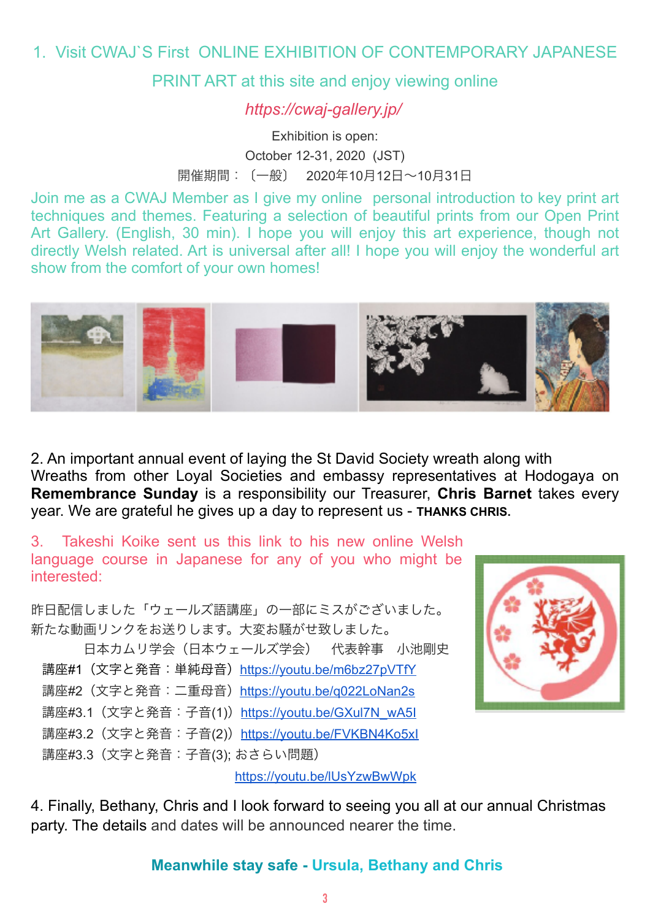1. Visit CWAJ`S First ONLINE EXHIBITION OF CONTEMPORARY JAPANESE PRINT ART at this site and enjoy viewing online

*https://cwaj-gallery.jp/*

Exhibition is open:

October 12-31, 2020 (JST)

開催期間：〔一般〕 2020年10月12日〜10月31日

Join me as a CWAJ Member as I give my online personal introduction to key print art techniques and themes. Featuring a selection of beautiful prints from our Open Print Art Gallery. (English, 30 min). I hope you will enjoy this art experience, though not directly Welsh related. Art is universal after all! I hope you will enjoy the wonderful art show from the comfort of your own homes!

2. An important annual event of laying the St David Society wreath along with Wreaths from other Loyal Societies and embassy representatives at Hodogaya on **Remembrance Sunday** is a responsibility our Treasurer, **Chris Barnet** takes every year. We are grateful he gives up a day to represent us - **THANKS CHRIS**.

3. Takeshi Koike sent us this link to his new online Welsh language course in Japanese for any of you who might be interested:

昨日配信しました「ウェールズ語講座」の一部にミスがございました。
新たな動画リンクをお送りします。大変お騒がせ致しました。

日本カムリ学会（日本ウェールズ学会） 代表幹事 小池剛史

講座#1（文字と発音：単純母音）https://youtu.be/m6bz27pVTfY

講座#2（文字と発音：二重母音）https://youtu.be/q022LoNan2s

講座#3.1（文字と発音：子音(1)）https://youtu.be/GXul7N_wA5I

講座#3.2（文字と発音：子音(2)）https://youtu.be/FVKBN4Ko5xI

講座#3.3（文字と発音：子音(3); おさらい問題）

https://youtu.be/lUsYzwBwWpk

4. Finally, Bethany, Chris and I look forward to seeing you all at our annual Christmas party. The details and dates will be announced nearer the time.

**Meanwhile stay safe - Ursula, Bethany and Chris**